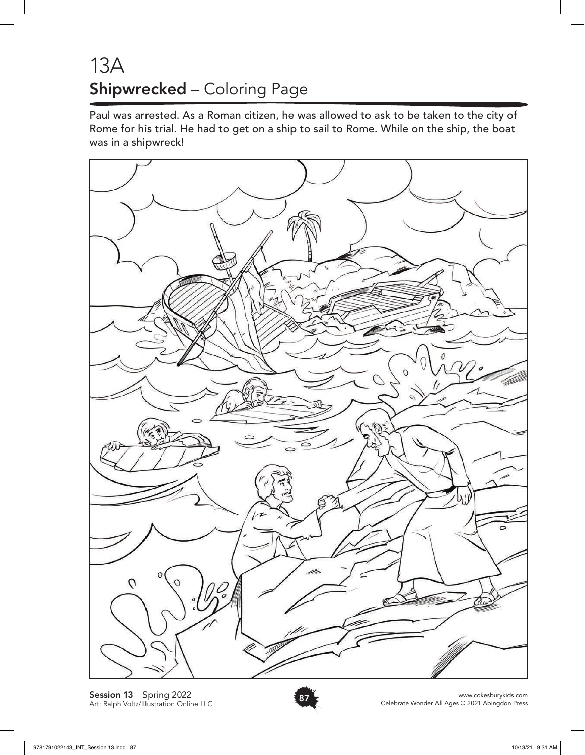# 13A

## **Shipwrecked** – Coloring Page

Paul was arrested. As a Roman citizen, he was allowed to ask to be taken to the city of Rome for his trial. He had to get on a ship to sail to Rome. While on the ship, the boat was in a shipwreck!

**Session 13** Spring 2022
Art: Ralph Voltz/Illustration Online LLC

www.cokesburykids.com
Celebrate Wonder All Ages © 2021 Abingdon Press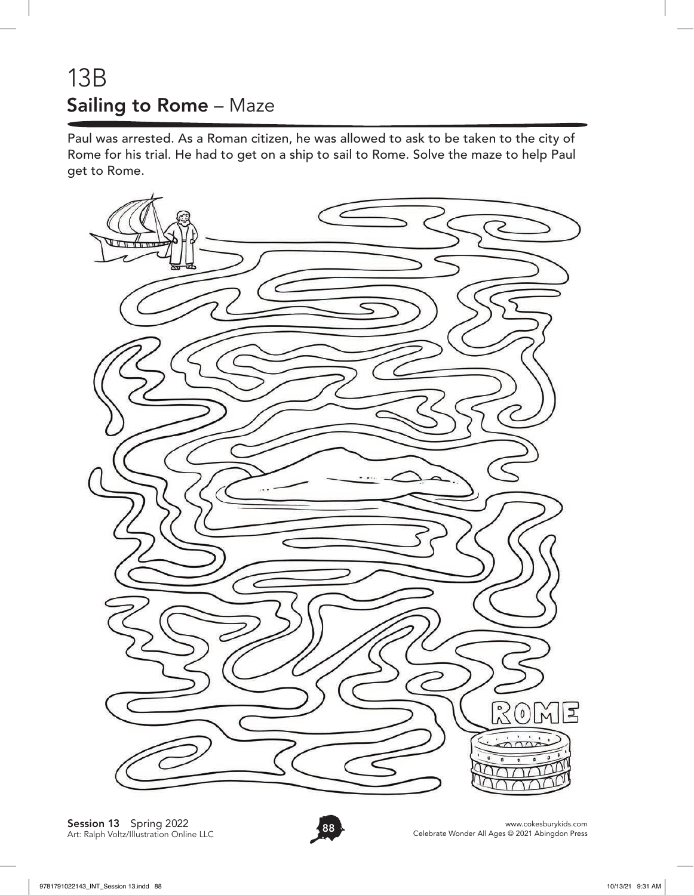# 13B
## **Sailing to Rome** – Maze

Paul was arrested. As a Roman citizen, he was allowed to ask to be taken to the city of Rome for his trial. He had to get on a ship to sail to Rome. Solve the maze to help Paul get to Rome.

ROME

**Session 13** Spring 2022
Art: Ralph Voltz/Illustration Online LLC

www.cokesburykids.com
Celebrate Wonder All Ages © 2021 Abingdon Press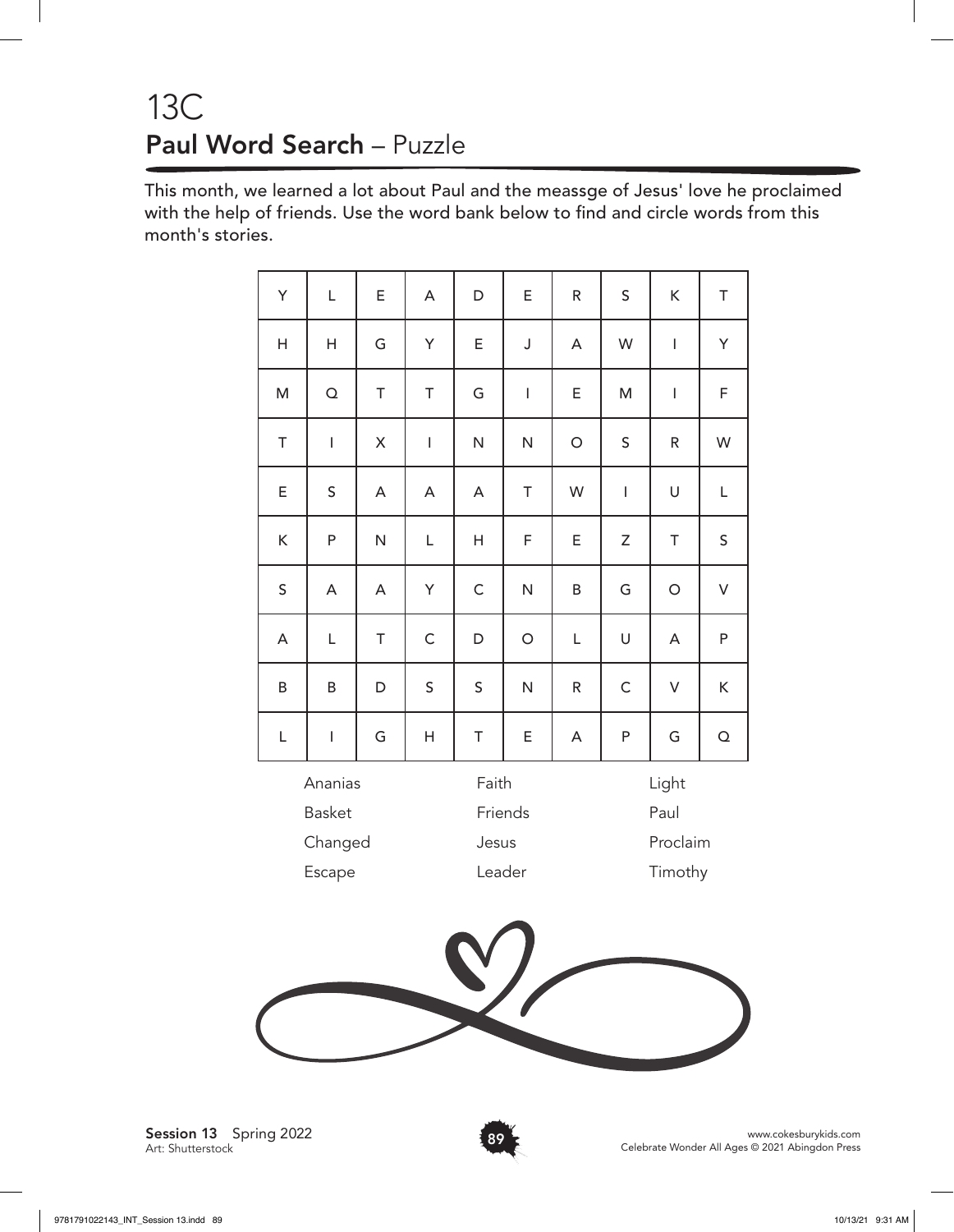# 13C
## **Paul Word Search** – Puzzle

This month, we learned a lot about Paul and the meassge of Jesus' love he proclaimed with the help of friends. Use the word bank below to find and circle words from this month's stories.

| | | | | | | | | | |
|---|---|---|---|---|---|---|---|---|---|
| Y | L | E | A | D | E | R | S | K | T |
| H | H | G | Y | E | J | A | W | I | Y |
| M | Q | T | T | G | I | E | M | I | F |
| T | I | X | I | N | N | O | S | R | W |
| E | S | A | A | A | T | W | I | U | L |
| K | P | N | L | H | F | E | Z | T | S |
| S | A | A | Y | C | N | B | G | O | V |
| A | L | T | C | D | O | L | U | A | P |
| B | B | D | S | S | N | R | C | V | K |
| L | I | G | H | T | E | A | P | G | Q |

| | | |
|---|---|---|
| Ananias | Faith | Light |
| Basket | Friends | Paul |
| Changed | Jesus | Proclaim |
| Escape | Leader | Timothy |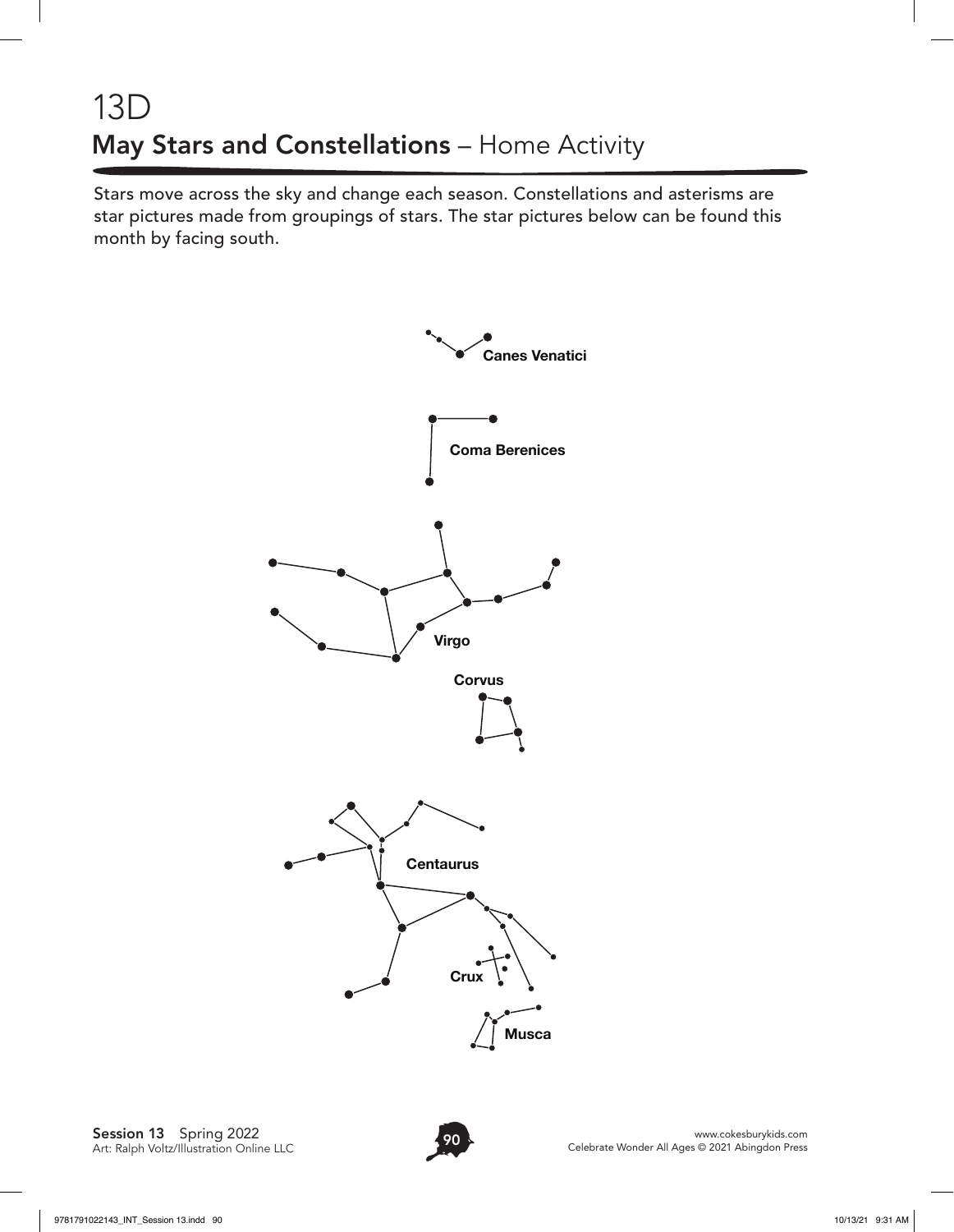# 13D
## May Stars and Constellations – Home Activity

Stars move across the sky and change each season. Constellations and asterisms are star pictures made from groupings of stars. The star pictures below can be found this month by facing south.

**Canes Venatici**

**Coma Berenices**

**Virgo**

**Corvus**

**Centaurus**

**Crux**

**Musca**

**Session 13** Spring 2022
Art: Ralph Voltz/Illustration Online LLC

www.cokesburykids.com
Celebrate Wonder All Ages © 2021 Abingdon Press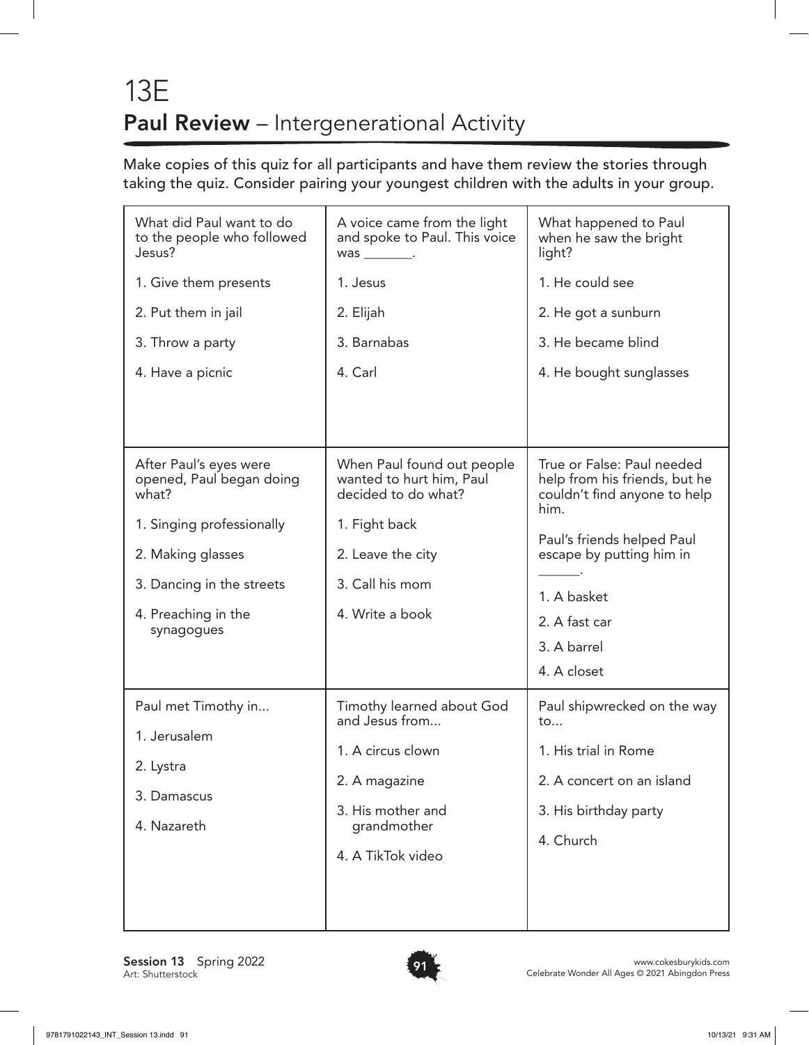# 13E

## **Paul Review** – Intergenerational Activity

Make copies of this quiz for all participants and have them review the stories through taking the quiz. Consider pairing your youngest children with the adults in your group.

| | | |
|---|---|---|
| What did Paul want to do to the people who followed Jesus?<br><br>1. Give them presents<br>2. Put them in jail<br>3. Throw a party<br>4. Have a picnic | A voice came from the light and spoke to Paul. This voice was _______.<br><br>1. Jesus<br>2. Elijah<br>3. Barnabas<br>4. Carl | What happened to Paul when he saw the bright light?<br><br>1. He could see<br>2. He got a sunburn<br>3. He became blind<br>4. He bought sunglasses |
| After Paul's eyes were opened, Paul began doing what?<br><br>1. Singing professionally<br>2. Making glasses<br>3. Dancing in the streets<br>4. Preaching in the synagogues | When Paul found out people wanted to hurt him, Paul decided to do what?<br><br>1. Fight back<br>2. Leave the city<br>3. Call his mom<br>4. Write a book | True or False: Paul needed help from his friends, but he couldn't find anyone to help him.<br><br>Paul's friends helped Paul escape by putting him in ______.<br><br>1. A basket<br>2. A fast car<br>3. A barrel<br>4. A closet |
| Paul met Timothy in...<br><br>1. Jerusalem<br>2. Lystra<br>3. Damascus<br>4. Nazareth | Timothy learned about God and Jesus from...<br><br>1. A circus clown<br>2. A magazine<br>3. His mother and grandmother<br>4. A TikTok video | Paul shipwrecked on the way to...<br><br>1. His trial in Rome<br>2. A concert on an island<br>3. His birthday party<br>4. Church |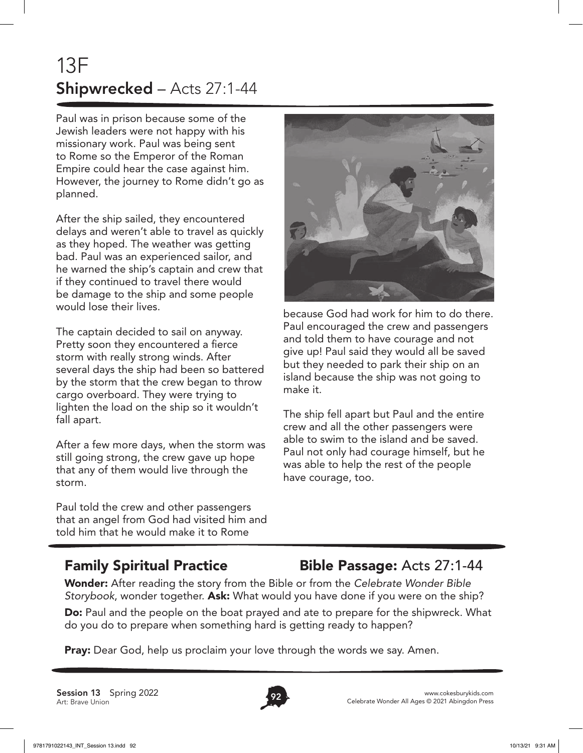# 13F
## **Shipwrecked** – Acts 27:1-44

Paul was in prison because some of the Jewish leaders were not happy with his missionary work. Paul was being sent to Rome so the Emperor of the Roman Empire could hear the case against him. However, the journey to Rome didn't go as planned.

After the ship sailed, they encountered delays and weren't able to travel as quickly as they hoped. The weather was getting bad. Paul was an experienced sailor, and he warned the ship's captain and crew that if they continued to travel there would be damage to the ship and some people would lose their lives.

The captain decided to sail on anyway. Pretty soon they encountered a fierce storm with really strong winds. After several days the ship had been so battered by the storm that the crew began to throw cargo overboard. They were trying to lighten the load on the ship so it wouldn't fall apart.

After a few more days, when the storm was still going strong, the crew gave up hope that any of them would live through the storm.

Paul told the crew and other passengers that an angel from God had visited him and told him that he would make it to Rome because God had work for him to do there. Paul encouraged the crew and passengers and told them to have courage and not give up! Paul said they would all be saved but they needed to park their ship on an island because the ship was not going to make it.

The ship fell apart but Paul and the entire crew and all the other passengers were able to swim to the island and be saved. Paul not only had courage himself, but he was able to help the rest of the people have courage, too.

## Family Spiritual Practice

**Bible Passage:** Acts 27:1-44

**Wonder:** After reading the story from the Bible or from the *Celebrate Wonder Bible Storybook*, wonder together. **Ask:** What would you have done if you were on the ship?

**Do:** Paul and the people on the boat prayed and ate to prepare for the shipwreck. What do you do to prepare when something hard is getting ready to happen?

**Pray:** Dear God, help us proclaim your love through the words we say. Amen.

**Session 13** Spring 2022
Art: Brave Union

www.cokesburykids.com
Celebrate Wonder All Ages © 2021 Abingdon Press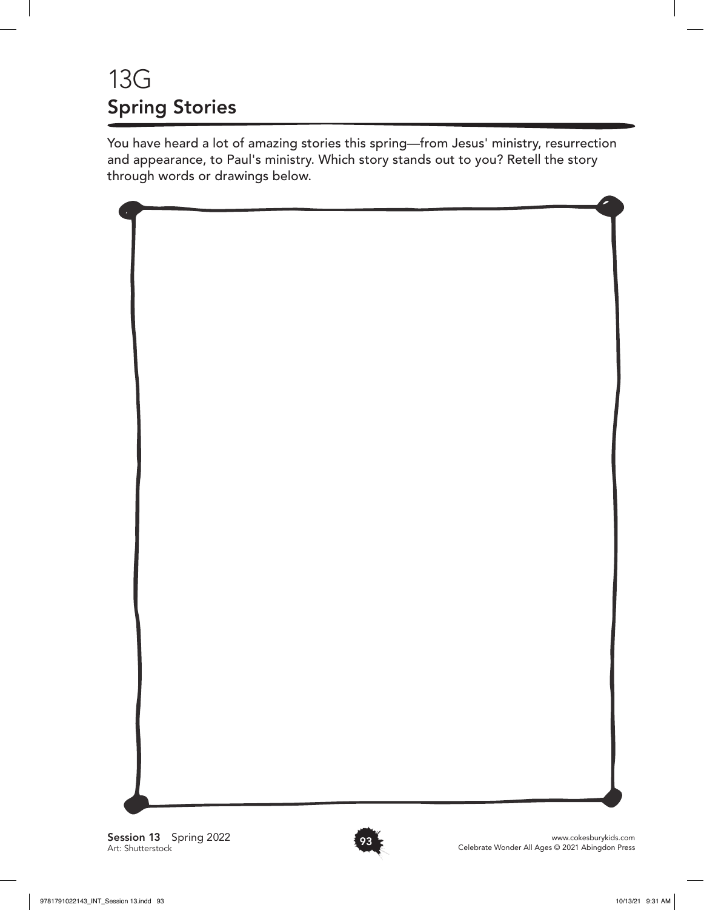# 13G
## Spring Stories

You have heard a lot of amazing stories this spring—from Jesus' ministry, resurrection and appearance, to Paul's ministry. Which story stands out to you? Retell the story through words or drawings below.

**Session 13** Spring 2022
Art: Shutterstock

www.cokesburykids.com
Celebrate Wonder All Ages © 2021 Abingdon Press